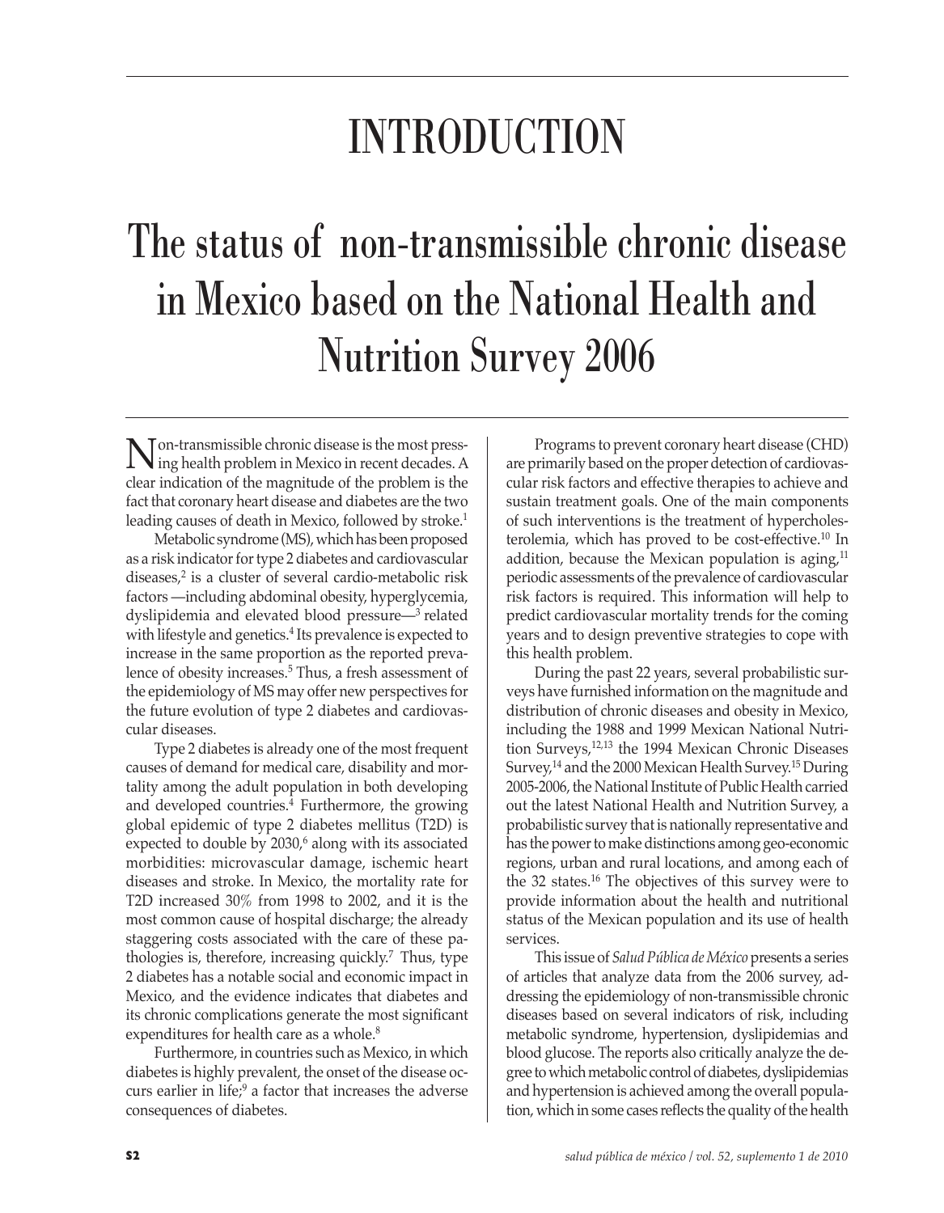# INTRODUCTION

# The status of non-transmissible chronic disease in Mexico based on the National Health and Nutrition Survey 2006

Non-transmissible chronic disease is the most pressing health problem in Mexico in recent decades. A clear indication of the magnitude of the problem is the fact that coronary heart disease and diabetes are the two leading causes of death in Mexico, followed by stroke.[1]

Metabolic syndrome (MS), which has been proposed as a risk indicator for type 2 diabetes and cardiovascular diseases,[2] is a cluster of several cardio-metabolic risk factors —including abdominal obesity, hyperglycemia, dyslipidemia and elevated blood pressure—[3] related with lifestyle and genetics.[4] Its prevalence is expected to increase in the same proportion as the reported prevalence of obesity increases.[5] Thus, a fresh assessment of the epidemiology of MS may offer new perspectives for the future evolution of type 2 diabetes and cardiovascular diseases.

Type 2 diabetes is already one of the most frequent causes of demand for medical care, disability and mortality among the adult population in both developing and developed countries.[4] Furthermore, the growing global epidemic of type 2 diabetes mellitus (T2D) is expected to double by 2030,[6] along with its associated morbidities: microvascular damage, ischemic heart diseases and stroke. In Mexico, the mortality rate for T2D increased 30% from 1998 to 2002, and it is the most common cause of hospital discharge; the already staggering costs associated with the care of these pathologies is, therefore, increasing quickly.[7] Thus, type 2 diabetes has a notable social and economic impact in Mexico, and the evidence indicates that diabetes and its chronic complications generate the most significant expenditures for health care as a whole.[8]

Furthermore, in countries such as Mexico, in which diabetes is highly prevalent, the onset of the disease occurs earlier in life;[9] a factor that increases the adverse consequences of diabetes.

Programs to prevent coronary heart disease (CHD) are primarily based on the proper detection of cardiovascular risk factors and effective therapies to achieve and sustain treatment goals. One of the main components of such interventions is the treatment of hypercholesterolemia, which has proved to be cost-effective.[10] In addition, because the Mexican population is aging,[11] periodic assessments of the prevalence of cardiovascular risk factors is required. This information will help to predict cardiovascular mortality trends for the coming years and to design preventive strategies to cope with this health problem.

During the past 22 years, several probabilistic surveys have furnished information on the magnitude and distribution of chronic diseases and obesity in Mexico, including the 1988 and 1999 Mexican National Nutrition Surveys,[12,13] the 1994 Mexican Chronic Diseases Survey,[14] and the 2000 Mexican Health Survey.[15] During 2005-2006, the National Institute of Public Health carried out the latest National Health and Nutrition Survey, a probabilistic survey that is nationally representative and has the power to make distinctions among geo-economic regions, urban and rural locations, and among each of the 32 states.[16] The objectives of this survey were to provide information about the health and nutritional status of the Mexican population and its use of health services.

This issue of *Salud Pública de México* presents a series of articles that analyze data from the 2006 survey, addressing the epidemiology of non-transmissible chronic diseases based on several indicators of risk, including metabolic syndrome, hypertension, dyslipidemias and blood glucose. The reports also critically analyze the degree to which metabolic control of diabetes, dyslipidemias and hypertension is achieved among the overall population, which in some cases reflects the quality of the health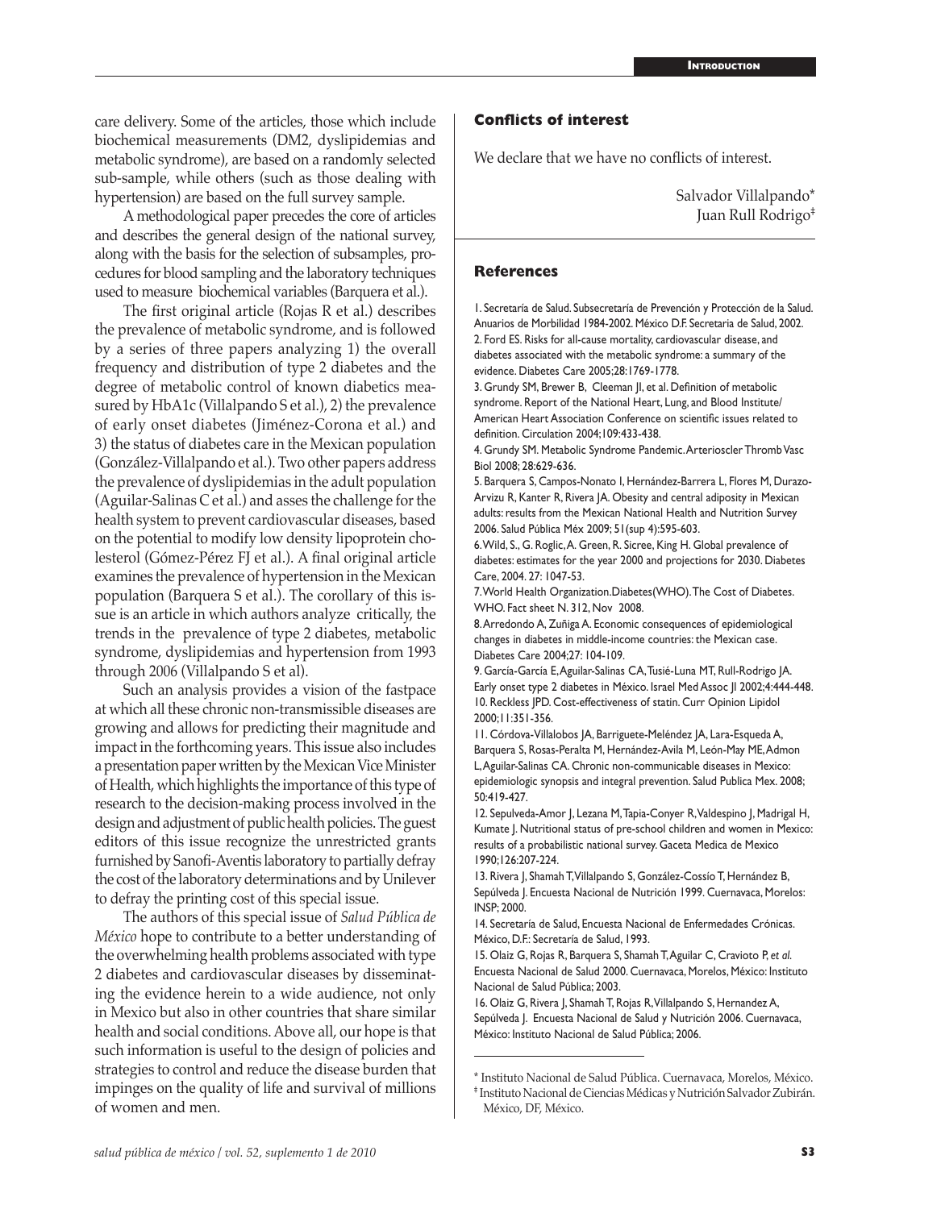care delivery. Some of the articles, those which include biochemical measurements (DM2, dyslipidemias and metabolic syndrome), are based on a randomly selected sub-sample, while others (such as those dealing with hypertension) are based on the full survey sample.

A methodological paper precedes the core of articles and describes the general design of the national survey, along with the basis for the selection of subsamples, procedures for blood sampling and the laboratory techniques used to measure biochemical variables (Barquera et al.).

The first original article (Rojas R et al.) describes the prevalence of metabolic syndrome, and is followed by a series of three papers analyzing 1) the overall frequency and distribution of type 2 diabetes and the degree of metabolic control of known diabetics measured by HbA1c (Villalpando S et al.), 2) the prevalence of early onset diabetes (Jiménez-Corona et al.) and 3) the status of diabetes care in the Mexican population (González-Villalpando et al.). Two other papers address the prevalence of dyslipidemias in the adult population (Aguilar-Salinas C et al.) and asses the challenge for the health system to prevent cardiovascular diseases, based on the potential to modify low density lipoprotein cholesterol (Gómez-Pérez FJ et al.). A final original article examines the prevalence of hypertension in the Mexican population (Barquera S et al.). The corollary of this issue is an article in which authors analyze critically, the trends in the prevalence of type 2 diabetes, metabolic syndrome, dyslipidemias and hypertension from 1993 through 2006 (Villalpando S et al).

Such an analysis provides a vision of the fastpace at which all these chronic non-transmissible diseases are growing and allows for predicting their magnitude and impact in the forthcoming years. This issue also includes a presentation paper written by the Mexican Vice Minister of Health, which highlights the importance of this type of research to the decision-making process involved in the design and adjustment of public health policies. The guest editors of this issue recognize the unrestricted grants furnished by Sanofi-Aventis laboratory to partially defray the cost of the laboratory determinations and by Unilever to defray the printing cost of this special issue.

The authors of this special issue of *Salud Pública de México* hope to contribute to a better understanding of the overwhelming health problems associated with type 2 diabetes and cardiovascular diseases by disseminating the evidence herein to a wide audience, not only in Mexico but also in other countries that share similar health and social conditions. Above all, our hope is that such information is useful to the design of policies and strategies to control and reduce the disease burden that impinges on the quality of life and survival of millions of women and men.

### Conflicts of interest

We declare that we have no conflicts of interest.

Salvador Villalpando*
Juan Rull Rodrigo‡

### References

1. Secretaría de Salud. Subsecretaría de Prevención y Protección de la Salud. Anuarios de Morbilidad 1984-2002. México D.F. Secretaria de Salud, 2002.
2. Ford ES. Risks for all-cause mortality, cardiovascular disease, and diabetes associated with the metabolic syndrome: a summary of the evidence. Diabetes Care 2005;28:1769-1778.
3. Grundy SM, Brewer B, Cleeman JI, et al. Definition of metabolic syndrome. Report of the National Heart, Lung, and Blood Institute/ American Heart Association Conference on scientific issues related to definition. Circulation 2004;109:433-438.
4. Grundy SM. Metabolic Syndrome Pandemic. Arterioscler Thromb Vasc Biol 2008; 28:629-636.
5. Barquera S, Campos-Nonato I, Hernández-Barrera L, Flores M, Durazo-Arvizu R, Kanter R, Rivera JA. Obesity and central adiposity in Mexican adults: results from the Mexican National Health and Nutrition Survey 2006. Salud Pública Méx 2009; 51(sup 4):595-603.
6. Wild, S., G. Roglic, A. Green, R. Sicree, King H. Global prevalence of diabetes: estimates for the year 2000 and projections for 2030. Diabetes Care, 2004. 27: 1047-53.
7. World Health Organization. Diabetes(WHO). The Cost of Diabetes. WHO. Fact sheet N. 312, Nov 2008.
8. Arredondo A, Zuñiga A. Economic consequences of epidemiological changes in diabetes in middle-income countries: the Mexican case. Diabetes Care 2004;27: 104-109.
9. García-García E, Aguilar-Salinas CA, Tusié-Luna MT, Rull-Rodrigo JA. Early onset type 2 diabetes in México. Israel Med Assoc Jl 2002;4:444-448.
10. Reckless JPD. Cost-effectiveness of statin. Curr Opinion Lipidol 2000;11:351-356.
11. Córdova-Villalobos JA, Barriguete-Meléndez JA, Lara-Esqueda A, Barquera S, Rosas-Peralta M, Hernández-Avila M, León-May ME, Admon L, Aguilar-Salinas CA. Chronic non-communicable diseases in Mexico: epidemiologic synopsis and integral prevention. Salud Publica Mex. 2008; 50:419-427.
12. Sepulveda-Amor J, Lezana M, Tapia-Conyer R, Valdespino J, Madrigal H, Kumate J. Nutritional status of pre-school children and women in Mexico: results of a probabilistic national survey. Gaceta Medica de Mexico 1990;126:207-224.
13. Rivera J, Shamah T, Villalpando S, González-Cossío T, Hernández B, Sepúlveda J. Encuesta Nacional de Nutrición 1999. Cuernavaca, Morelos: INSP; 2000.
14. Secretaría de Salud, Encuesta Nacional de Enfermedades Crónicas. México, D.F.: Secretaría de Salud, 1993.
15. Olaiz G, Rojas R, Barquera S, Shamah T, Aguilar C, Cravioto P, *et al.* Encuesta Nacional de Salud 2000. Cuernavaca, Morelos, México: Instituto Nacional de Salud Pública; 2003.
16. Olaiz G, Rivera J, Shamah T, Rojas R, Villalpando S, Hernandez A, Sepúlveda J. Encuesta Nacional de Salud y Nutrición 2006. Cuernavaca, México: Instituto Nacional de Salud Pública; 2006.

---

\* Instituto Nacional de Salud Pública. Cuernavaca, Morelos, México.
‡ Instituto Nacional de Ciencias Médicas y Nutrición Salvador Zubirán. México, DF, México.